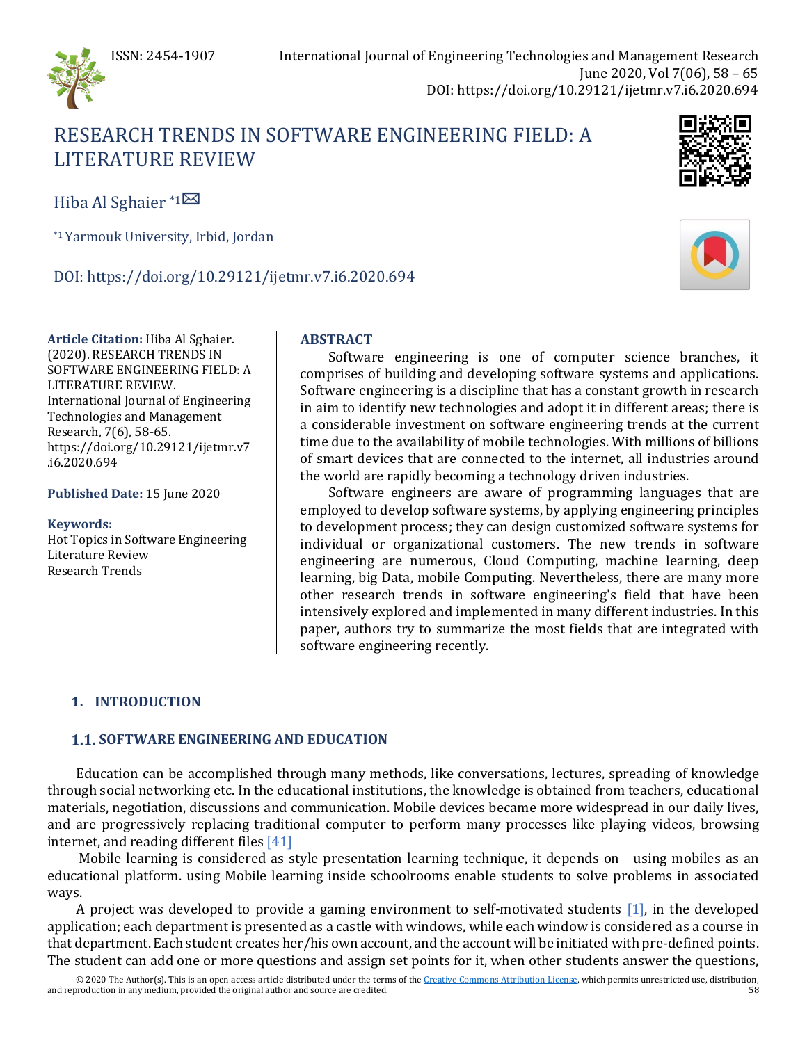# RESEARCH TRENDS IN SOFTWARE ENGINEERING FIELD: A LITERATURE REVIEW

Hiba Al Sghaier [*1]

[*1] Yarmouk University, Irbid, Jordan

DOI: https://doi.org/10.29121/ijetmr.v7.i6.2020.694

**Article Citation:** Hiba Al Sghaier. (2020). RESEARCH TRENDS IN SOFTWARE ENGINEERING FIELD: A LITERATURE REVIEW. International Journal of Engineering Technologies and Management Research, 7(6), 58-65. https://doi.org/10.29121/ijetmr.v7.i6.2020.694

**Published Date:** 15 June 2020

**Keywords:**
Hot Topics in Software Engineering
Literature Review
Research Trends

## ABSTRACT

Software engineering is one of computer science branches, it comprises of building and developing software systems and applications. Software engineering is a discipline that has a constant growth in research in aim to identify new technologies and adopt it in different areas; there is a considerable investment on software engineering trends at the current time due to the availability of mobile technologies. With millions of billions of smart devices that are connected to the internet, all industries around the world are rapidly becoming a technology driven industries.

Software engineers are aware of programming languages that are employed to develop software systems, by applying engineering principles to development process; they can design customized software systems for individual or organizational customers. The new trends in software engineering are numerous, Cloud Computing, machine learning, deep learning, big Data, mobile Computing. Nevertheless, there are many more other research trends in software engineering's field that have been intensively explored and implemented in many different industries. In this paper, authors try to summarize the most fields that are integrated with software engineering recently.

## 1. INTRODUCTION

### 1.1. SOFTWARE ENGINEERING AND EDUCATION

Education can be accomplished through many methods, like conversations, lectures, spreading of knowledge through social networking etc. In the educational institutions, the knowledge is obtained from teachers, educational materials, negotiation, discussions and communication. Mobile devices became more widespread in our daily lives, and are progressively replacing traditional computer to perform many processes like playing videos, browsing internet, and reading different files [41]

Mobile learning is considered as style presentation learning technique, it depends on using mobiles as an educational platform. using Mobile learning inside schoolrooms enable students to solve problems in associated ways.

A project was developed to provide a gaming environment to self-motivated students [1], in the developed application; each department is presented as a castle with windows, while each window is considered as a course in that department. Each student creates her/his own account, and the account will be initiated with pre-defined points. The student can add one or more questions and assign set points for it, when other students answer the questions,

© 2020 The Author(s). This is an open access article distributed under the terms of the Creative Commons Attribution License, which permits unrestricted use, distribution, and reproduction in any medium, provided the original author and source are credited.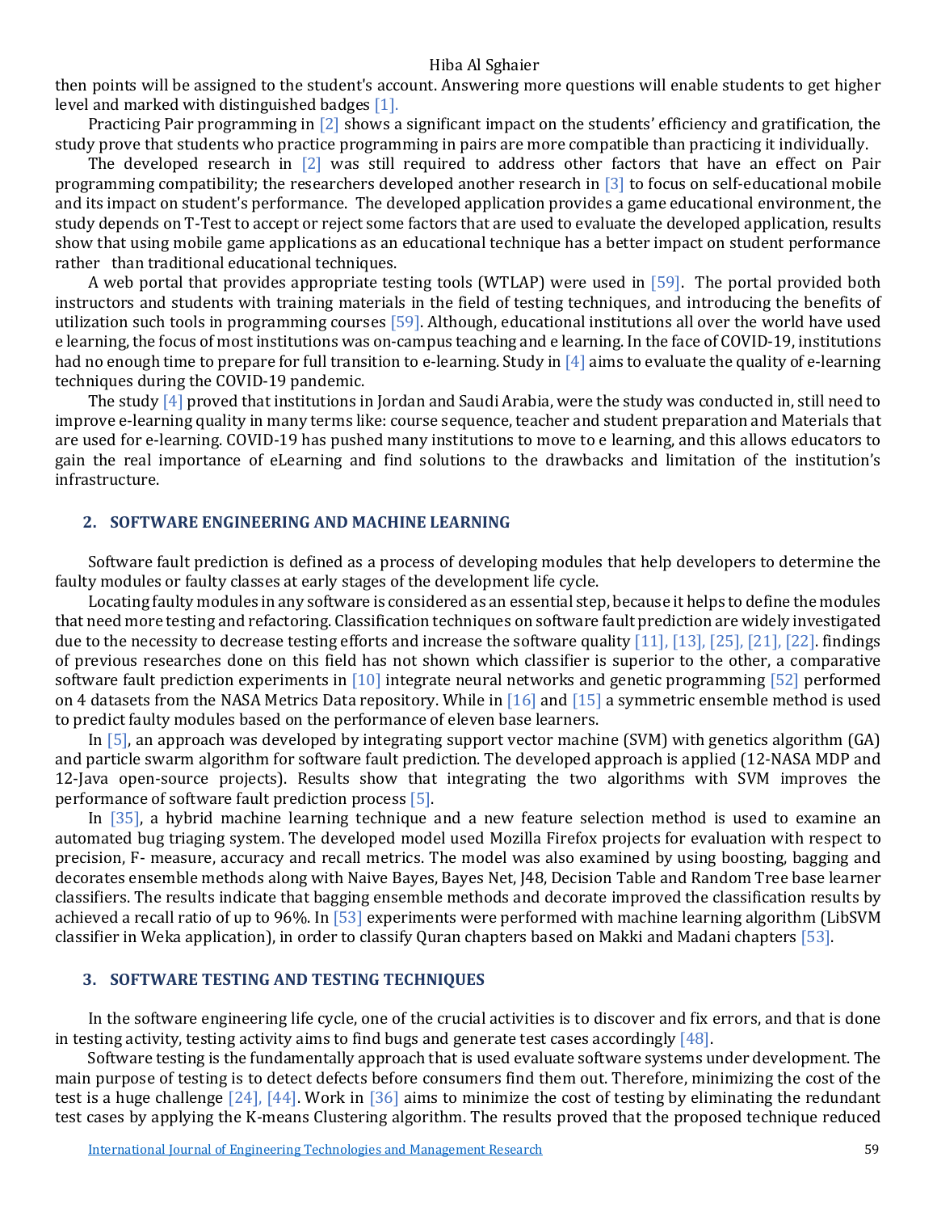then points will be assigned to the student's account. Answering more questions will enable students to get higher level and marked with distinguished badges [1].

Practicing Pair programming in [2] shows a significant impact on the students' efficiency and gratification, the study prove that students who practice programming in pairs are more compatible than practicing it individually.

The developed research in [2] was still required to address other factors that have an effect on Pair programming compatibility; the researchers developed another research in [3] to focus on self-educational mobile and its impact on student's performance. The developed application provides a game educational environment, the study depends on T-Test to accept or reject some factors that are used to evaluate the developed application, results show that using mobile game applications as an educational technique has a better impact on student performance rather than traditional educational techniques.

A web portal that provides appropriate testing tools (WTLAP) were used in [59]. The portal provided both instructors and students with training materials in the field of testing techniques, and introducing the benefits of utilization such tools in programming courses [59]. Although, educational institutions all over the world have used e learning, the focus of most institutions was on-campus teaching and e learning. In the face of COVID-19, institutions had no enough time to prepare for full transition to e-learning. Study in [4] aims to evaluate the quality of e-learning techniques during the COVID-19 pandemic.

The study [4] proved that institutions in Jordan and Saudi Arabia, were the study was conducted in, still need to improve e-learning quality in many terms like: course sequence, teacher and student preparation and Materials that are used for e-learning. COVID-19 has pushed many institutions to move to e learning, and this allows educators to gain the real importance of eLearning and find solutions to the drawbacks and limitation of the institution's infrastructure.

## 2. SOFTWARE ENGINEERING AND MACHINE LEARNING

Software fault prediction is defined as a process of developing modules that help developers to determine the faulty modules or faulty classes at early stages of the development life cycle.

Locating faulty modules in any software is considered as an essential step, because it helps to define the modules that need more testing and refactoring. Classification techniques on software fault prediction are widely investigated due to the necessity to decrease testing efforts and increase the software quality [11], [13], [25], [21], [22]. findings of previous researches done on this field has not shown which classifier is superior to the other, a comparative software fault prediction experiments in [10] integrate neural networks and genetic programming [52] performed on 4 datasets from the NASA Metrics Data repository. While in [16] and [15] a symmetric ensemble method is used to predict faulty modules based on the performance of eleven base learners.

In [5], an approach was developed by integrating support vector machine (SVM) with genetics algorithm (GA) and particle swarm algorithm for software fault prediction. The developed approach is applied (12-NASA MDP and 12-Java open-source projects). Results show that integrating the two algorithms with SVM improves the performance of software fault prediction process [5].

In [35], a hybrid machine learning technique and a new feature selection method is used to examine an automated bug triaging system. The developed model used Mozilla Firefox projects for evaluation with respect to precision, F- measure, accuracy and recall metrics. The model was also examined by using boosting, bagging and decorates ensemble methods along with Naive Bayes, Bayes Net, J48, Decision Table and Random Tree base learner classifiers. The results indicate that bagging ensemble methods and decorate improved the classification results by achieved a recall ratio of up to 96%. In [53] experiments were performed with machine learning algorithm (LibSVM classifier in Weka application), in order to classify Quran chapters based on Makki and Madani chapters [53].

## 3. SOFTWARE TESTING AND TESTING TECHNIQUES

In the software engineering life cycle, one of the crucial activities is to discover and fix errors, and that is done in testing activity, testing activity aims to find bugs and generate test cases accordingly [48].

Software testing is the fundamentally approach that is used evaluate software systems under development. The main purpose of testing is to detect defects before consumers find them out. Therefore, minimizing the cost of the test is a huge challenge [24], [44]. Work in [36] aims to minimize the cost of testing by eliminating the redundant test cases by applying the K-means Clustering algorithm. The results proved that the proposed technique reduced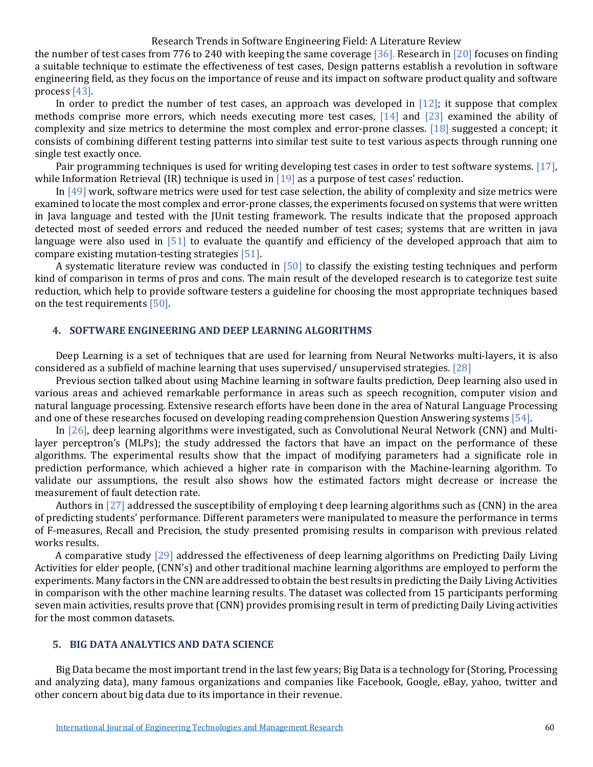the number of test cases from 776 to 240 with keeping the same coverage [36]. Research in [20] focuses on finding a suitable technique to estimate the effectiveness of test cases, Design patterns establish a revolution in software engineering field, as they focus on the importance of reuse and its impact on software product quality and software process [43].

In order to predict the number of test cases, an approach was developed in [12]; it suppose that complex methods comprise more errors, which needs executing more test cases, [14] and [23] examined the ability of complexity and size metrics to determine the most complex and error-prone classes. [18] suggested a concept; it consists of combining different testing patterns into similar test suite to test various aspects through running one single test exactly once.

Pair programming techniques is used for writing developing test cases in order to test software systems. [17], while Information Retrieval (IR) technique is used in [19] as a purpose of test cases' reduction.

In [49] work, software metrics were used for test case selection, the ability of complexity and size metrics were examined to locate the most complex and error-prone classes, the experiments focused on systems that were written in Java language and tested with the JUnit testing framework. The results indicate that the proposed approach detected most of seeded errors and reduced the needed number of test cases; systems that are written in java language were also used in [51] to evaluate the quantify and efficiency of the developed approach that aim to compare existing mutation-testing strategies [51].

A systematic literature review was conducted in [50] to classify the existing testing techniques and perform kind of comparison in terms of pros and cons. The main result of the developed research is to categorize test suite reduction, which help to provide software testers a guideline for choosing the most appropriate techniques based on the test requirements [50].

## 4. SOFTWARE ENGINEERING AND DEEP LEARNING ALGORITHMS

Deep Learning is a set of techniques that are used for learning from Neural Networks multi-layers, it is also considered as a subfield of machine learning that uses supervised/ unsupervised strategies. [28]

Previous section talked about using Machine learning in software faults prediction, Deep learning also used in various areas and achieved remarkable performance in areas such as speech recognition, computer vision and natural language processing. Extensive research efforts have been done in the area of Natural Language Processing and one of these researches focused on developing reading comprehension Question Answering systems [54].

In [26], deep learning algorithms were investigated, such as Convolutional Neural Network (CNN) and Multi-layer perceptron's (MLPs); the study addressed the factors that have an impact on the performance of these algorithms. The experimental results show that the impact of modifying parameters had a significate role in prediction performance, which achieved a higher rate in comparison with the Machine-learning algorithm. To validate our assumptions, the result also shows how the estimated factors might decrease or increase the measurement of fault detection rate.

Authors in [27] addressed the susceptibility of employing t deep learning algorithms such as (CNN) in the area of predicting students' performance. Different parameters were manipulated to measure the performance in terms of F-measures, Recall and Precision, the study presented promising results in comparison with previous related works results.

A comparative study [29] addressed the effectiveness of deep learning algorithms on Predicting Daily Living Activities for elder people, (CNN's) and other traditional machine learning algorithms are employed to perform the experiments. Many factors in the CNN are addressed to obtain the best results in predicting the Daily Living Activities in comparison with the other machine learning results. The dataset was collected from 15 participants performing seven main activities, results prove that (CNN) provides promising result in term of predicting Daily Living activities for the most common datasets.

## 5. BIG DATA ANALYTICS AND DATA SCIENCE

Big Data became the most important trend in the last few years; Big Data is a technology for (Storing, Processing and analyzing data), many famous organizations and companies like Facebook, Google, eBay, yahoo, twitter and other concern about big data due to its importance in their revenue.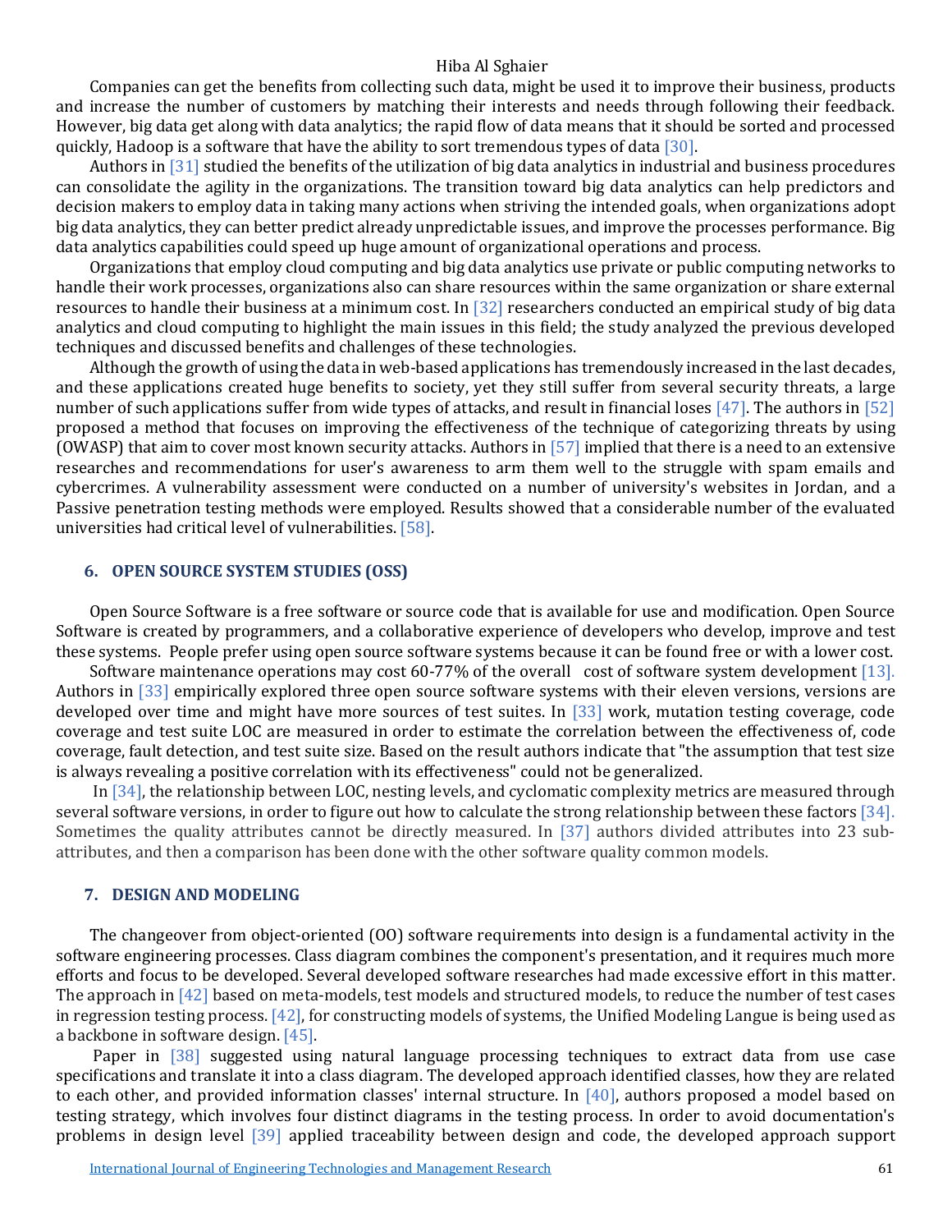Companies can get the benefits from collecting such data, might be used it to improve their business, products and increase the number of customers by matching their interests and needs through following their feedback. However, big data get along with data analytics; the rapid flow of data means that it should be sorted and processed quickly, Hadoop is a software that have the ability to sort tremendous types of data [30].

Authors in [31] studied the benefits of the utilization of big data analytics in industrial and business procedures can consolidate the agility in the organizations. The transition toward big data analytics can help predictors and decision makers to employ data in taking many actions when striving the intended goals, when organizations adopt big data analytics, they can better predict already unpredictable issues, and improve the processes performance. Big data analytics capabilities could speed up huge amount of organizational operations and process.

Organizations that employ cloud computing and big data analytics use private or public computing networks to handle their work processes, organizations also can share resources within the same organization or share external resources to handle their business at a minimum cost. In [32] researchers conducted an empirical study of big data analytics and cloud computing to highlight the main issues in this field; the study analyzed the previous developed techniques and discussed benefits and challenges of these technologies.

Although the growth of using the data in web-based applications has tremendously increased in the last decades, and these applications created huge benefits to society, yet they still suffer from several security threats, a large number of such applications suffer from wide types of attacks, and result in financial loses [47]. The authors in [52] proposed a method that focuses on improving the effectiveness of the technique of categorizing threats by using (OWASP) that aim to cover most known security attacks. Authors in [57] implied that there is a need to an extensive researches and recommendations for user's awareness to arm them well to the struggle with spam emails and cybercrimes. A vulnerability assessment were conducted on a number of university's websites in Jordan, and a Passive penetration testing methods were employed. Results showed that a considerable number of the evaluated universities had critical level of vulnerabilities. [58].

## 6. OPEN SOURCE SYSTEM STUDIES (OSS)

Open Source Software is a free software or source code that is available for use and modification. Open Source Software is created by programmers, and a collaborative experience of developers who develop, improve and test these systems. People prefer using open source software systems because it can be found free or with a lower cost.

Software maintenance operations may cost 60-77% of the overall cost of software system development [13]. Authors in [33] empirically explored three open source software systems with their eleven versions, versions are developed over time and might have more sources of test suites. In [33] work, mutation testing coverage, code coverage and test suite LOC are measured in order to estimate the correlation between the effectiveness of, code coverage, fault detection, and test suite size. Based on the result authors indicate that "the assumption that test size is always revealing a positive correlation with its effectiveness" could not be generalized.

In [34], the relationship between LOC, nesting levels, and cyclomatic complexity metrics are measured through several software versions, in order to figure out how to calculate the strong relationship between these factors [34]. Sometimes the quality attributes cannot be directly measured. In [37] authors divided attributes into 23 sub-attributes, and then a comparison has been done with the other software quality common models.

## 7. DESIGN AND MODELING

The changeover from object-oriented (OO) software requirements into design is a fundamental activity in the software engineering processes. Class diagram combines the component's presentation, and it requires much more efforts and focus to be developed. Several developed software researches had made excessive effort in this matter. The approach in [42] based on meta-models, test models and structured models, to reduce the number of test cases in regression testing process. [42], for constructing models of systems, the Unified Modeling Langue is being used as a backbone in software design. [45].

Paper in [38] suggested using natural language processing techniques to extract data from use case specifications and translate it into a class diagram. The developed approach identified classes, how they are related to each other, and provided information classes' internal structure. In [40], authors proposed a model based on testing strategy, which involves four distinct diagrams in the testing process. In order to avoid documentation's problems in design level [39] applied traceability between design and code, the developed approach support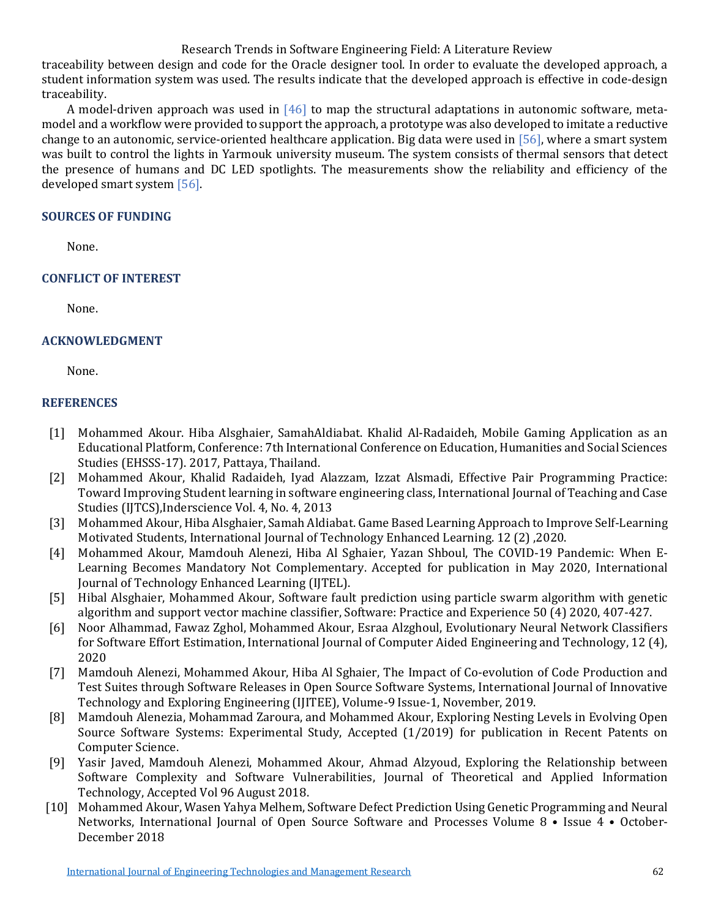traceability between design and code for the Oracle designer tool. In order to evaluate the developed approach, a student information system was used. The results indicate that the developed approach is effective in code-design traceability.

A model-driven approach was used in [46] to map the structural adaptations in autonomic software, meta-model and a workflow were provided to support the approach, a prototype was also developed to imitate a reductive change to an autonomic, service-oriented healthcare application. Big data were used in [56], where a smart system was built to control the lights in Yarmouk university museum. The system consists of thermal sensors that detect the presence of humans and DC LED spotlights. The measurements show the reliability and efficiency of the developed smart system [56].

## SOURCES OF FUNDING

None.

## CONFLICT OF INTEREST

None.

## ACKNOWLEDGMENT

None.

## REFERENCES

[1] Mohammed Akour. Hiba Alsghaier, SamahAldiabat. Khalid Al-Radaideh, Mobile Gaming Application as an Educational Platform, Conference: 7th International Conference on Education, Humanities and Social Sciences Studies (EHSSS-17). 2017, Pattaya, Thailand.

[2] Mohammed Akour, Khalid Radaideh, Iyad Alazzam, Izzat Alsmadi, Effective Pair Programming Practice: Toward Improving Student learning in software engineering class, International Journal of Teaching and Case Studies (IJTCS),Inderscience Vol. 4, No. 4, 2013

[3] Mohammed Akour, Hiba Alsghaier, Samah Aldiabat. Game Based Learning Approach to Improve Self-Learning Motivated Students, International Journal of Technology Enhanced Learning. 12 (2) ,2020.

[4] Mohammed Akour, Mamdouh Alenezi, Hiba Al Sghaier, Yazan Shboul, The COVID-19 Pandemic: When E-Learning Becomes Mandatory Not Complementary. Accepted for publication in May 2020, International Journal of Technology Enhanced Learning (IJTEL).

[5] Hibal Alsghaier, Mohammed Akour, Software fault prediction using particle swarm algorithm with genetic algorithm and support vector machine classifier, Software: Practice and Experience 50 (4) 2020, 407-427.

[6] Noor Alhammad, Fawaz Zghol, Mohammed Akour, Esraa Alzghoul, Evolutionary Neural Network Classifiers for Software Effort Estimation, International Journal of Computer Aided Engineering and Technology, 12 (4), 2020

[7] Mamdouh Alenezi, Mohammed Akour, Hiba Al Sghaier, The Impact of Co-evolution of Code Production and Test Suites through Software Releases in Open Source Software Systems, International Journal of Innovative Technology and Exploring Engineering (IJITEE), Volume-9 Issue-1, November, 2019.

[8] Mamdouh Alenezia, Mohammad Zaroura, and Mohammed Akour, Exploring Nesting Levels in Evolving Open Source Software Systems: Experimental Study, Accepted (1/2019) for publication in Recent Patents on Computer Science.

[9] Yasir Javed, Mamdouh Alenezi, Mohammed Akour, Ahmad Alzyoud, Exploring the Relationship between Software Complexity and Software Vulnerabilities, Journal of Theoretical and Applied Information Technology, Accepted Vol 96 August 2018.

[10] Mohammed Akour, Wasen Yahya Melhem, Software Defect Prediction Using Genetic Programming and Neural Networks, International Journal of Open Source Software and Processes Volume 8 • Issue 4 • October-December 2018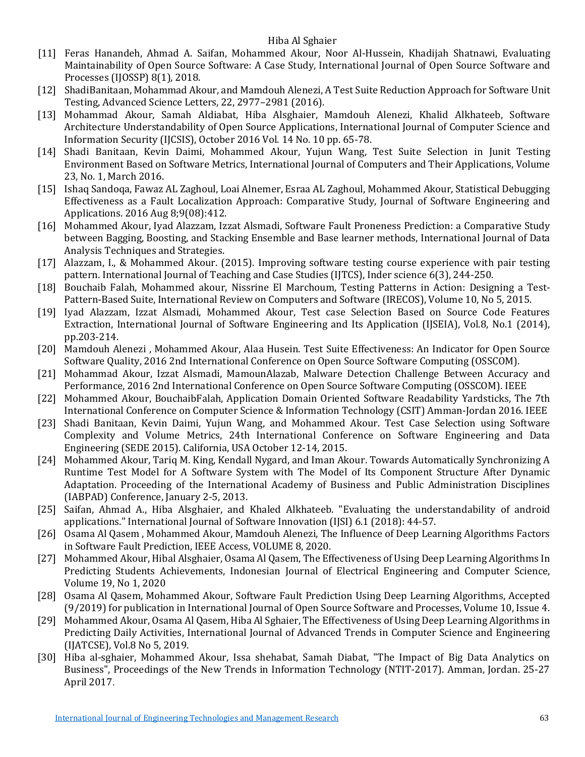[11] Feras Hanandeh, Ahmad A. Saifan, Mohammed Akour, Noor Al-Hussein, Khadijah Shatnawi, Evaluating Maintainability of Open Source Software: A Case Study, International Journal of Open Source Software and Processes (IJOSSP) 8(1), 2018.

[12] ShadiBanitaan, Mohammad Akour, and Mamdouh Alenezi, A Test Suite Reduction Approach for Software Unit Testing, Advanced Science Letters, 22, 2977–2981 (2016).

[13] Mohammad Akour, Samah Aldiabat, Hiba Alsghaier, Mamdouh Alenezi, Khalid Alkhateeb, Software Architecture Understandability of Open Source Applications, International Journal of Computer Science and Information Security (IJCSIS), October 2016 Vol. 14 No. 10 pp. 65-78.

[14] Shadi Banitaan, Kevin Daimi, Mohammed Akour, Yujun Wang, Test Suite Selection in Junit Testing Environment Based on Software Metrics, International Journal of Computers and Their Applications, Volume 23, No. 1, March 2016.

[15] Ishaq Sandoqa, Fawaz AL Zaghoul, Loai Alnemer, Esraa AL Zaghoul, Mohammed Akour, Statistical Debugging Effectiveness as a Fault Localization Approach: Comparative Study, Journal of Software Engineering and Applications. 2016 Aug 8;9(08):412.

[16] Mohammed Akour, Iyad Alazzam, Izzat Alsmadi, Software Fault Proneness Prediction: a Comparative Study between Bagging, Boosting, and Stacking Ensemble and Base learner methods, International Journal of Data Analysis Techniques and Strategies.

[17] Alazzam, I., & Mohammed Akour. (2015). Improving software testing course experience with pair testing pattern. International Journal of Teaching and Case Studies (IJTCS), Inder science 6(3), 244-250.

[18] Bouchaib Falah, Mohammed akour, Nissrine El Marchoum, Testing Patterns in Action: Designing a Test-Pattern-Based Suite, International Review on Computers and Software (IRECOS), Volume 10, No 5, 2015.

[19] Iyad Alazzam, Izzat Alsmadi, Mohammed Akour, Test case Selection Based on Source Code Features Extraction, International Journal of Software Engineering and Its Application (IJSEIA), Vol.8, No.1 (2014), pp.203-214.

[20] Mamdouh Alenezi , Mohammed Akour, Alaa Husein. Test Suite Effectiveness: An Indicator for Open Source Software Quality, 2016 2nd International Conference on Open Source Software Computing (OSSCOM).

[21] Mohammad Akour, Izzat Alsmadi, MamounAlazab, Malware Detection Challenge Between Accuracy and Performance, 2016 2nd International Conference on Open Source Software Computing (OSSCOM). IEEE

[22] Mohammed Akour, BouchaibFalah, Application Domain Oriented Software Readability Yardsticks, The 7th International Conference on Computer Science & Information Technology (CSIT) Amman-Jordan 2016. IEEE

[23] Shadi Banitaan, Kevin Daimi, Yujun Wang, and Mohammed Akour. Test Case Selection using Software Complexity and Volume Metrics, 24th International Conference on Software Engineering and Data Engineering (SEDE 2015). California, USA October 12-14, 2015.

[24] Mohammed Akour, Tariq M. King, Kendall Nygard, and Iman Akour. Towards Automatically Synchronizing A Runtime Test Model for A Software System with The Model of Its Component Structure After Dynamic Adaptation. Proceeding of the International Academy of Business and Public Administration Disciplines (IABPAD) Conference, January 2-5, 2013.

[25] Saifan, Ahmad A., Hiba Alsghaier, and Khaled Alkhateeb. "Evaluating the understandability of android applications." International Journal of Software Innovation (IJSI) 6.1 (2018): 44-57.

[26] Osama Al Qasem , Mohammed Akour, Mamdouh Alenezi, The Influence of Deep Learning Algorithms Factors in Software Fault Prediction, IEEE Access, VOLUME 8, 2020.

[27] Mohammed Akour, Hibal Alsghaier, Osama Al Qasem, The Effectiveness of Using Deep Learning Algorithms In Predicting Students Achievements, Indonesian Journal of Electrical Engineering and Computer Science, Volume 19, No 1, 2020

[28] Osama Al Qasem, Mohammed Akour, Software Fault Prediction Using Deep Learning Algorithms, Accepted (9/2019) for publication in International Journal of Open Source Software and Processes, Volume 10, Issue 4.

[29] Mohammed Akour, Osama Al Qasem, Hiba Al Sghaier, The Effectiveness of Using Deep Learning Algorithms in Predicting Daily Activities, International Journal of Advanced Trends in Computer Science and Engineering (IJATCSE), Vol.8 No 5, 2019.

[30] Hiba al-sghaier, Mohammed Akour, Issa shehabat, Samah Diabat, "The Impact of Big Data Analytics on Business", Proceedings of the New Trends in Information Technology (NTIT-2017). Amman, Jordan. 25-27 April 2017.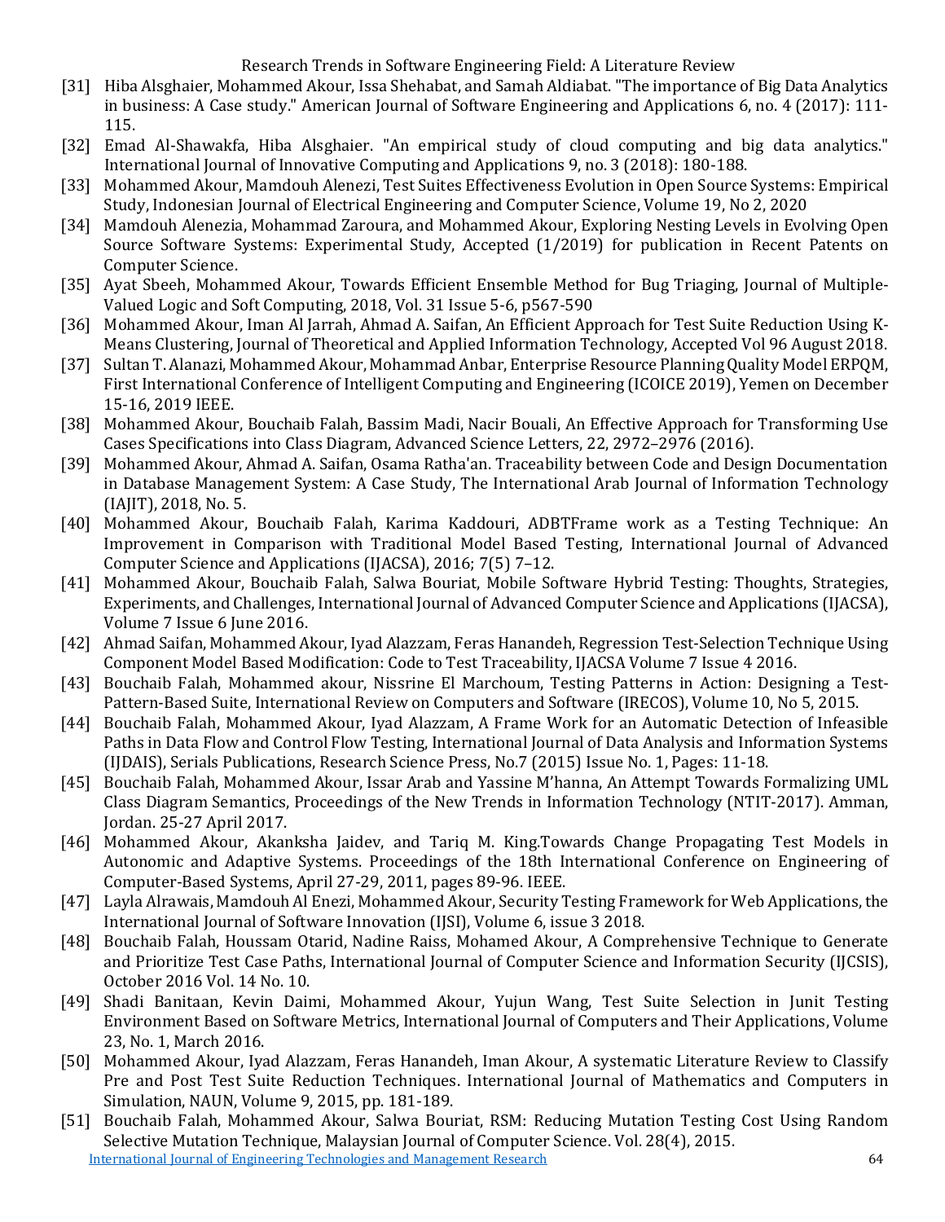[31] Hiba Alsghaier, Mohammed Akour, Issa Shehabat, and Samah Aldiabat. "The importance of Big Data Analytics in business: A Case study." American Journal of Software Engineering and Applications 6, no. 4 (2017): 111-115.

[32] Emad Al-Shawakfa, Hiba Alsghaier. "An empirical study of cloud computing and big data analytics." International Journal of Innovative Computing and Applications 9, no. 3 (2018): 180-188.

[33] Mohammed Akour, Mamdouh Alenezi, Test Suites Effectiveness Evolution in Open Source Systems: Empirical Study, Indonesian Journal of Electrical Engineering and Computer Science, Volume 19, No 2, 2020

[34] Mamdouh Alenezia, Mohammad Zaroura, and Mohammed Akour, Exploring Nesting Levels in Evolving Open Source Software Systems: Experimental Study, Accepted (1/2019) for publication in Recent Patents on Computer Science.

[35] Ayat Sbeeh, Mohammed Akour, Towards Efficient Ensemble Method for Bug Triaging, Journal of Multiple-Valued Logic and Soft Computing, 2018, Vol. 31 Issue 5-6, p567-590

[36] Mohammed Akour, Iman Al Jarrah, Ahmad A. Saifan, An Efficient Approach for Test Suite Reduction Using K-Means Clustering, Journal of Theoretical and Applied Information Technology, Accepted Vol 96 August 2018.

[37] Sultan T. Alanazi, Mohammed Akour, Mohammad Anbar, Enterprise Resource Planning Quality Model ERPQM, First International Conference of Intelligent Computing and Engineering (ICOICE 2019), Yemen on December 15-16, 2019 IEEE.

[38] Mohammed Akour, Bouchaib Falah, Bassim Madi, Nacir Bouali, An Effective Approach for Transforming Use Cases Specifications into Class Diagram, Advanced Science Letters, 22, 2972–2976 (2016).

[39] Mohammed Akour, Ahmad A. Saifan, Osama Ratha'an. Traceability between Code and Design Documentation in Database Management System: A Case Study, The International Arab Journal of Information Technology (IAJIT), 2018, No. 5.

[40] Mohammed Akour, Bouchaib Falah, Karima Kaddouri, ADBTFrame work as a Testing Technique: An Improvement in Comparison with Traditional Model Based Testing, International Journal of Advanced Computer Science and Applications (IJACSA), 2016; 7(5) 7–12.

[41] Mohammed Akour, Bouchaib Falah, Salwa Bouriat, Mobile Software Hybrid Testing: Thoughts, Strategies, Experiments, and Challenges, International Journal of Advanced Computer Science and Applications (IJACSA), Volume 7 Issue 6 June 2016.

[42] Ahmad Saifan, Mohammed Akour, Iyad Alazzam, Feras Hanandeh, Regression Test-Selection Technique Using Component Model Based Modification: Code to Test Traceability, IJACSA Volume 7 Issue 4 2016.

[43] Bouchaib Falah, Mohammed akour, Nissrine El Marchoum, Testing Patterns in Action: Designing a Test-Pattern-Based Suite, International Review on Computers and Software (IRECOS), Volume 10, No 5, 2015.

[44] Bouchaib Falah, Mohammed Akour, Iyad Alazzam, A Frame Work for an Automatic Detection of Infeasible Paths in Data Flow and Control Flow Testing, International Journal of Data Analysis and Information Systems (IJDAIS), Serials Publications, Research Science Press, No.7 (2015) Issue No. 1, Pages: 11-18.

[45] Bouchaib Falah, Mohammed Akour, Issar Arab and Yassine M'hanna, An Attempt Towards Formalizing UML Class Diagram Semantics, Proceedings of the New Trends in Information Technology (NTIT-2017). Amman, Jordan. 25-27 April 2017.

[46] Mohammed Akour, Akanksha Jaidev, and Tariq M. King.Towards Change Propagating Test Models in Autonomic and Adaptive Systems. Proceedings of the 18th International Conference on Engineering of Computer-Based Systems, April 27-29, 2011, pages 89-96. IEEE.

[47] Layla Alrawais, Mamdouh Al Enezi, Mohammed Akour, Security Testing Framework for Web Applications, the International Journal of Software Innovation (IJSI), Volume 6, issue 3 2018.

[48] Bouchaib Falah, Houssam Otarid, Nadine Raiss, Mohamed Akour, A Comprehensive Technique to Generate and Prioritize Test Case Paths, International Journal of Computer Science and Information Security (IJCSIS), October 2016 Vol. 14 No. 10.

[49] Shadi Banitaan, Kevin Daimi, Mohammed Akour, Yujun Wang, Test Suite Selection in Junit Testing Environment Based on Software Metrics, International Journal of Computers and Their Applications, Volume 23, No. 1, March 2016.

[50] Mohammed Akour, Iyad Alazzam, Feras Hanandeh, Iman Akour, A systematic Literature Review to Classify Pre and Post Test Suite Reduction Techniques. International Journal of Mathematics and Computers in Simulation, NAUN, Volume 9, 2015, pp. 181-189.

[51] Bouchaib Falah, Mohammed Akour, Salwa Bouriat, RSM: Reducing Mutation Testing Cost Using Random Selective Mutation Technique, Malaysian Journal of Computer Science. Vol. 28(4), 2015.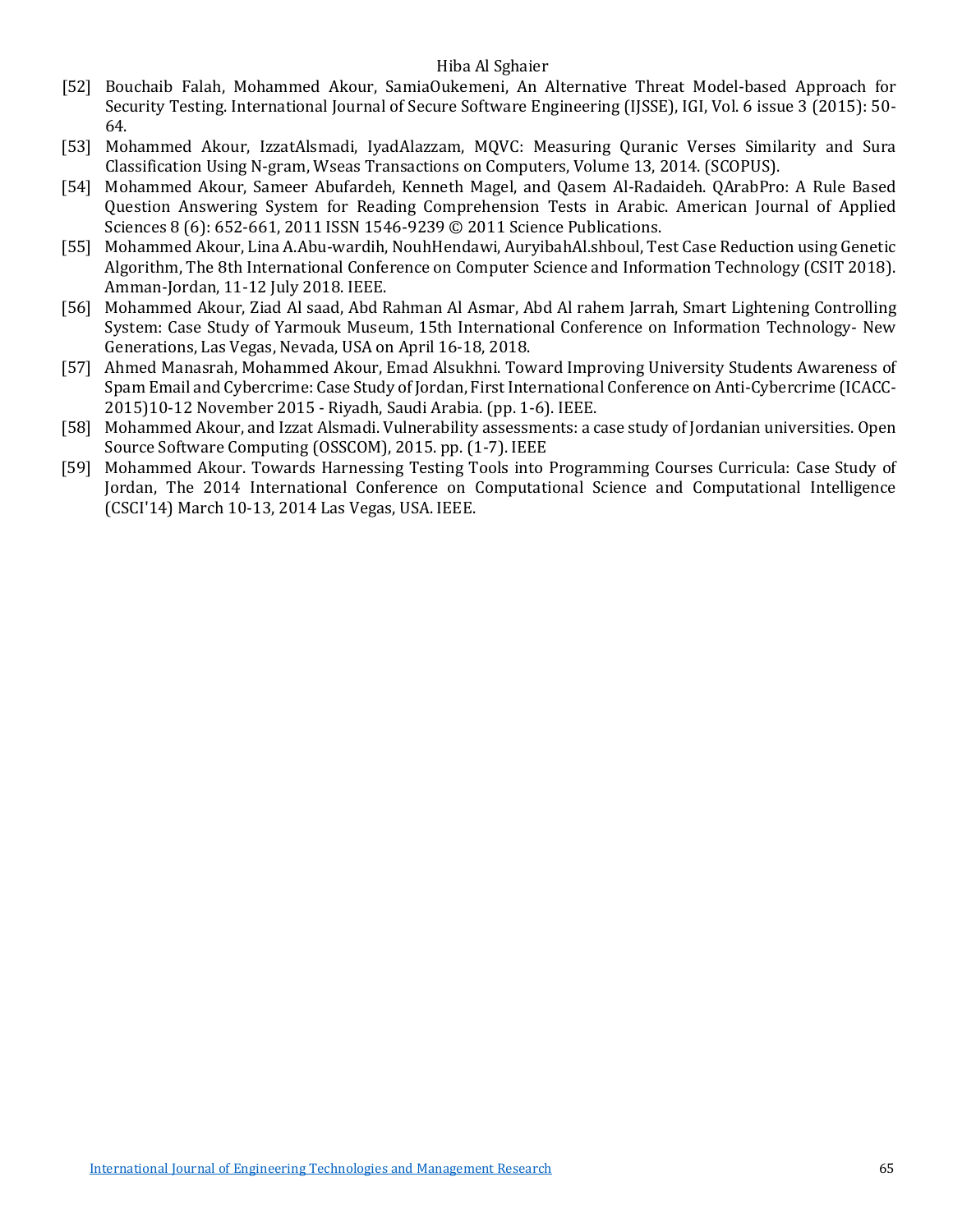[52] Bouchaib Falah, Mohammed Akour, SamiaOukemeni, An Alternative Threat Model-based Approach for Security Testing. International Journal of Secure Software Engineering (IJSSE), IGI, Vol. 6 issue 3 (2015): 50-64.

[53] Mohammed Akour, IzzatAlsmadi, IyadAlazzam, MQVC: Measuring Quranic Verses Similarity and Sura Classification Using N-gram, Wseas Transactions on Computers, Volume 13, 2014. (SCOPUS).

[54] Mohammed Akour, Sameer Abufardeh, Kenneth Magel, and Qasem Al-Radaideh. QArabPro: A Rule Based Question Answering System for Reading Comprehension Tests in Arabic. American Journal of Applied Sciences 8 (6): 652-661, 2011 ISSN 1546-9239 © 2011 Science Publications.

[55] Mohammed Akour, Lina A.Abu-wardih, NouhHendawi, AuryibahAl.shboul, Test Case Reduction using Genetic Algorithm, The 8th International Conference on Computer Science and Information Technology (CSIT 2018). Amman-Jordan, 11-12 July 2018. IEEE.

[56] Mohammed Akour, Ziad Al saad, Abd Rahman Al Asmar, Abd Al rahem Jarrah, Smart Lightening Controlling System: Case Study of Yarmouk Museum, 15th International Conference on Information Technology- New Generations, Las Vegas, Nevada, USA on April 16-18, 2018.

[57] Ahmed Manasrah, Mohammed Akour, Emad Alsukhni. Toward Improving University Students Awareness of Spam Email and Cybercrime: Case Study of Jordan, First International Conference on Anti-Cybercrime (ICACC-2015)10-12 November 2015 - Riyadh, Saudi Arabia. (pp. 1-6). IEEE.

[58] Mohammed Akour, and Izzat Alsmadi. Vulnerability assessments: a case study of Jordanian universities. Open Source Software Computing (OSSCOM), 2015. pp. (1-7). IEEE

[59] Mohammed Akour. Towards Harnessing Testing Tools into Programming Courses Curricula: Case Study of Jordan, The 2014 International Conference on Computational Science and Computational Intelligence (CSCI'14) March 10-13, 2014 Las Vegas, USA. IEEE.